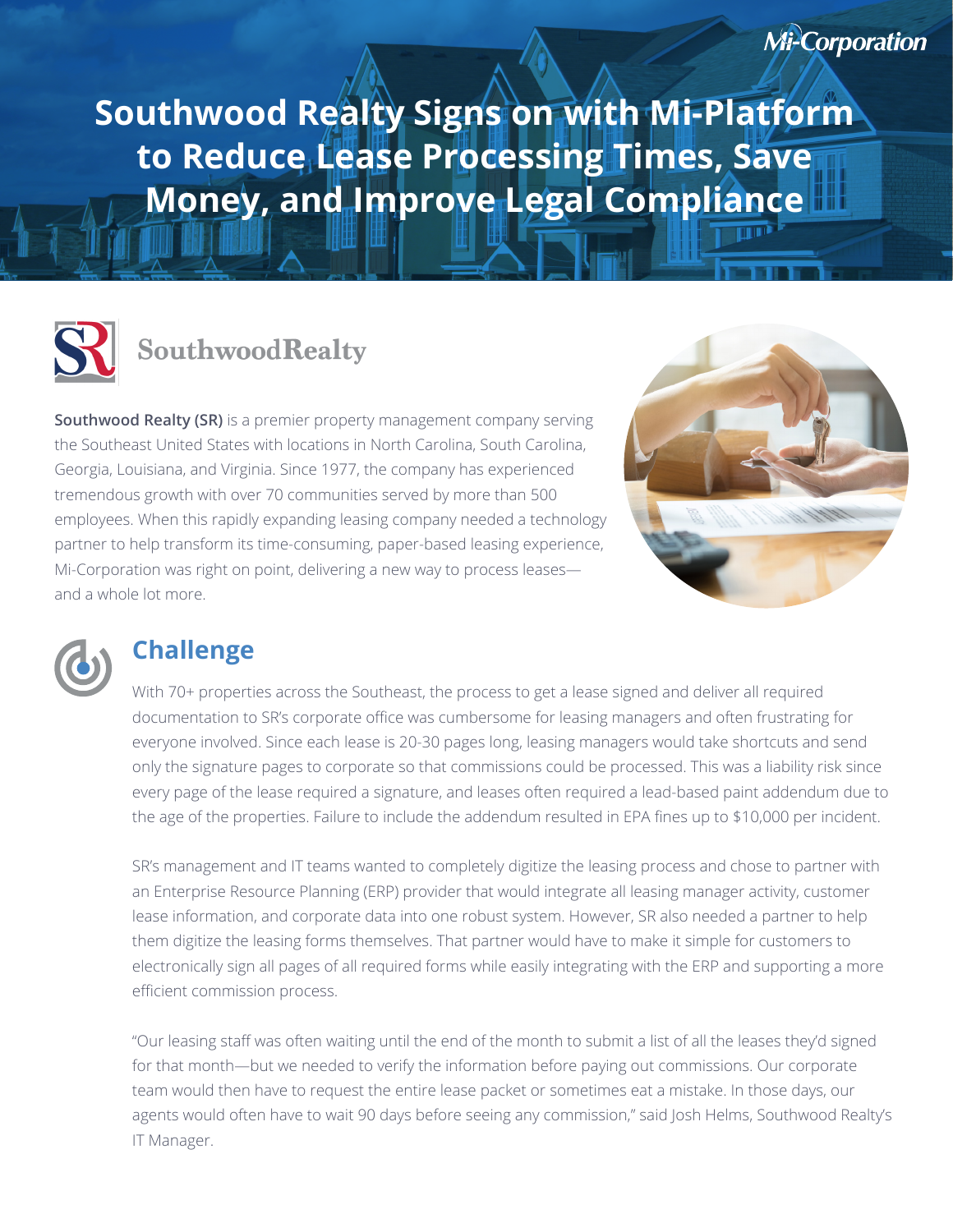Mi-Corporation

# Southwood Realty Signs on with Mi-Platform to Reduce Lease Processing Times, Save Money, and Improve Legal Compliance

SouthwoodRealty

**Southwood Realty (SR)** is a premier property management company serving the Southeast United States with locations in North Carolina, South Carolina, Georgia, Louisiana, and Virginia. Since 1977, the company has experienced tremendous growth with over 70 communities served by more than 500 employees. When this rapidly expanding leasing company needed a technology partner to help transform its time-consuming, paper-based leasing experience, Mi-Corporation was right on point, delivering a new way to process leases—and a whole lot more.

## Challenge

With 70+ properties across the Southeast, the process to get a lease signed and deliver all required documentation to SR's corporate office was cumbersome for leasing managers and often frustrating for everyone involved. Since each lease is 20-30 pages long, leasing managers would take shortcuts and send only the signature pages to corporate so that commissions could be processed. This was a liability risk since every page of the lease required a signature, and leases often required a lead-based paint addendum due to the age of the properties. Failure to include the addendum resulted in EPA fines up to $10,000 per incident.

SR's management and IT teams wanted to completely digitize the leasing process and chose to partner with an Enterprise Resource Planning (ERP) provider that would integrate all leasing manager activity, customer lease information, and corporate data into one robust system. However, SR also needed a partner to help them digitize the leasing forms themselves. That partner would have to make it simple for customers to electronically sign all pages of all required forms while easily integrating with the ERP and supporting a more efficient commission process.

"Our leasing staff was often waiting until the end of the month to submit a list of all the leases they'd signed for that month—but we needed to verify the information before paying out commissions. Our corporate team would then have to request the entire lease packet or sometimes eat a mistake. In those days, our agents would often have to wait 90 days before seeing any commission," said Josh Helms, Southwood Realty's IT Manager.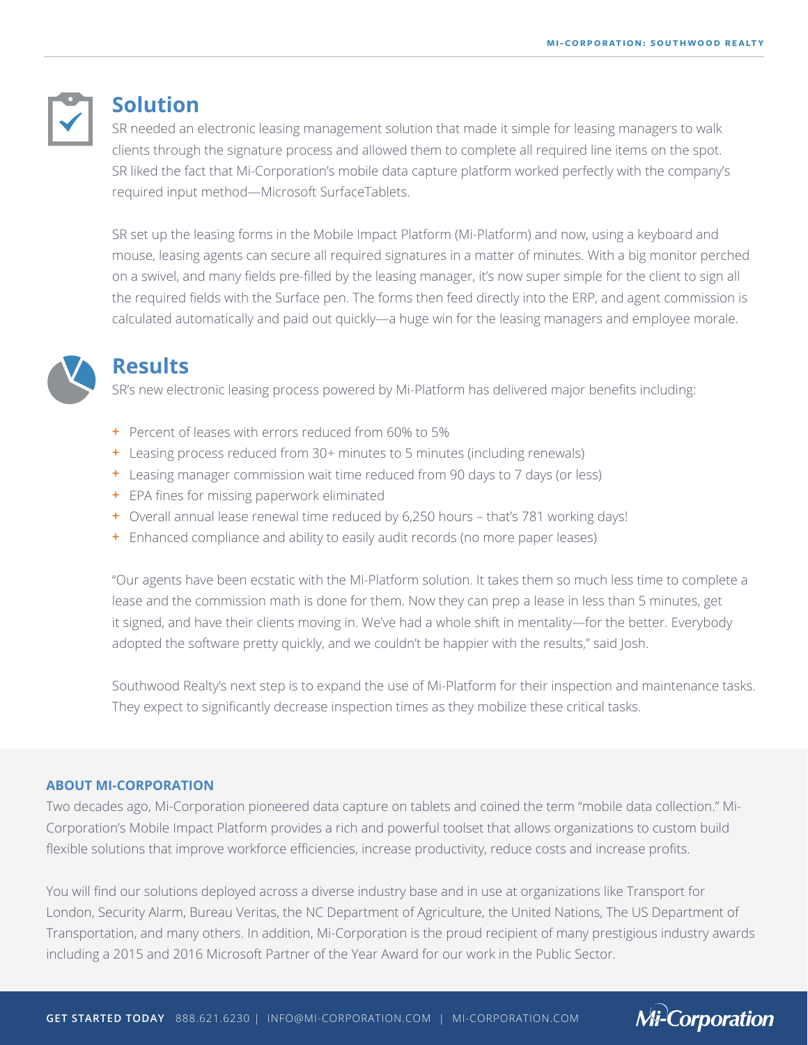## Solution

SR needed an electronic leasing management solution that made it simple for leasing managers to walk clients through the signature process and allowed them to complete all required line items on the spot. SR liked the fact that Mi-Corporation's mobile data capture platform worked perfectly with the company's required input method—Microsoft SurfaceTablets.

SR set up the leasing forms in the Mobile Impact Platform (Mi-Platform) and now, using a keyboard and mouse, leasing agents can secure all required signatures in a matter of minutes. With a big monitor perched on a swivel, and many fields pre-filled by the leasing manager, it's now super simple for the client to sign all the required fields with the Surface pen. The forms then feed directly into the ERP, and agent commission is calculated automatically and paid out quickly—a huge win for the leasing managers and employee morale.

## Results

SR's new electronic leasing process powered by Mi-Platform has delivered major benefits including:

+ Percent of leases with errors reduced from 60% to 5%
+ Leasing process reduced from 30+ minutes to 5 minutes (including renewals)
+ Leasing manager commission wait time reduced from 90 days to 7 days (or less)
+ EPA fines for missing paperwork eliminated
+ Overall annual lease renewal time reduced by 6,250 hours – that's 781 working days!
+ Enhanced compliance and ability to easily audit records (no more paper leases)

"Our agents have been ecstatic with the Mi-Platform solution. It takes them so much less time to complete a lease and the commission math is done for them. Now they can prep a lease in less than 5 minutes, get it signed, and have their clients moving in. We've had a whole shift in mentality—for the better. Everybody adopted the software pretty quickly, and we couldn't be happier with the results," said Josh.

Southwood Realty's next step is to expand the use of Mi-Platform for their inspection and maintenance tasks. They expect to significantly decrease inspection times as they mobilize these critical tasks.

### ABOUT MI-CORPORATION

Two decades ago, Mi-Corporation pioneered data capture on tablets and coined the term "mobile data collection." Mi-Corporation's Mobile Impact Platform provides a rich and powerful toolset that allows organizations to custom build flexible solutions that improve workforce efficiencies, increase productivity, reduce costs and increase profits.

You will find our solutions deployed across a diverse industry base and in use at organizations like Transport for London, Security Alarm, Bureau Veritas, the NC Department of Agriculture, the United Nations, The US Department of Transportation, and many others. In addition, Mi-Corporation is the proud recipient of many prestigious industry awards including a 2015 and 2016 Microsoft Partner of the Year Award for our work in the Public Sector.

**GET STARTED TODAY** 888.621.6230 | INFO@MI-CORPORATION.COM | MI-CORPORATION.COM

Mi-Corporation